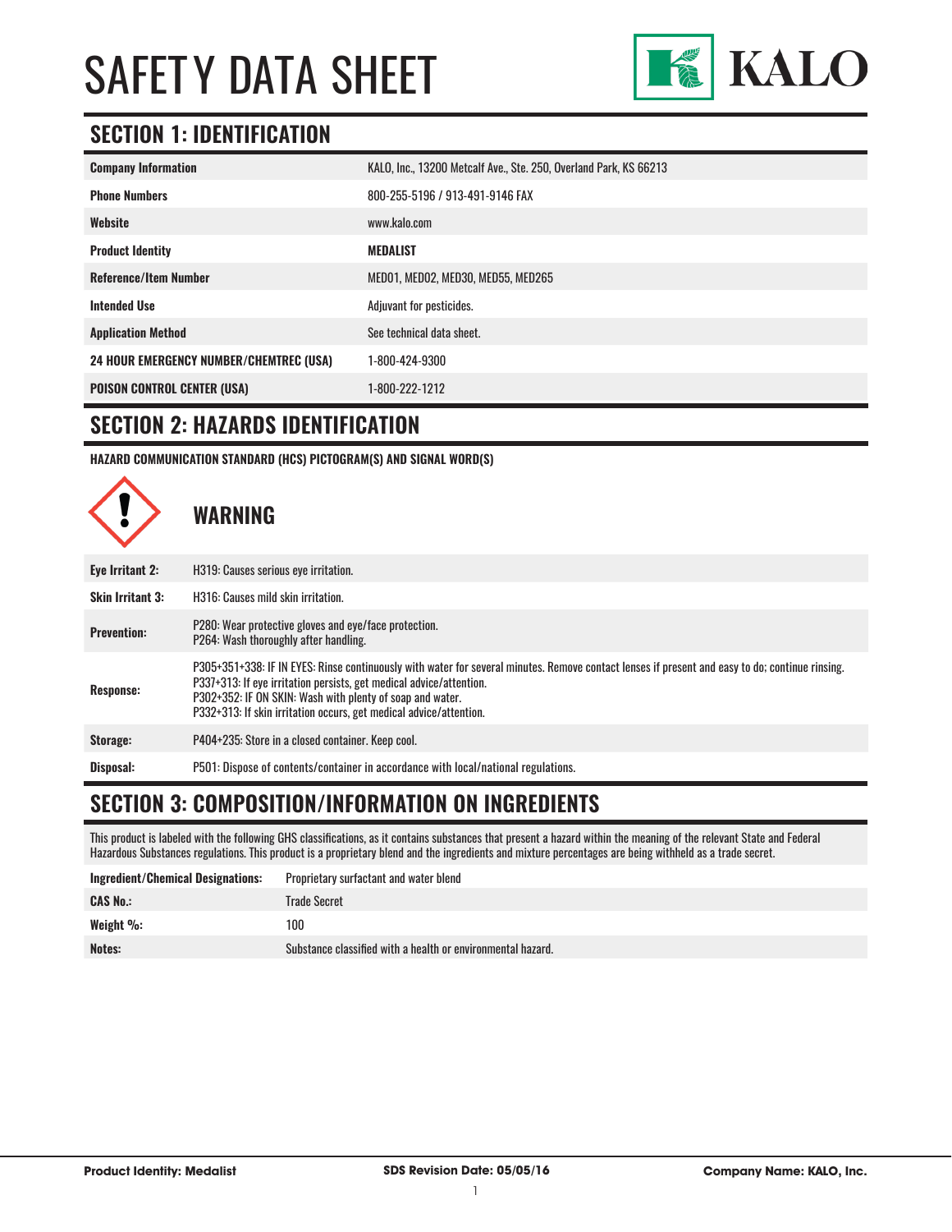# SAFETY DATA SHEET

KALO

## SECTION 1: IDENTIFICATION

| | |
|---|---|
| **Company Information** | KALO, Inc., 13200 Metcalf Ave., Ste. 250, Overland Park, KS 66213 |
| **Phone Numbers** | 800-255-5196 / 913-491-9146 FAX |
| **Website** | www.kalo.com |
| **Product Identity** | **MEDALIST** |
| **Reference/Item Number** | MED01, MED02, MED30, MED55, MED265 |
| **Intended Use** | Adjuvant for pesticides. |
| **Application Method** | See technical data sheet. |
| **24 HOUR EMERGENCY NUMBER/CHEMTREC (USA)** | 1-800-424-9300 |
| **POISON CONTROL CENTER (USA)** | 1-800-222-1212 |

## SECTION 2: HAZARDS IDENTIFICATION

**HAZARD COMMUNICATION STANDARD (HCS) PICTOGRAM(S) AND SIGNAL WORD(S)**

### WARNING

| | |
|---|---|
| **Eye Irritant 2:** | H319: Causes serious eye irritation. |
| **Skin Irritant 3:** | H316: Causes mild skin irritation. |
| **Prevention:** | P280: Wear protective gloves and eye/face protection.<br>P264: Wash thoroughly after handling. |
| **Response:** | P305+351+338: IF IN EYES: Rinse continuously with water for several minutes. Remove contact lenses if present and easy to do; continue rinsing.<br>P337+313: If eye irritation persists, get medical advice/attention.<br>P302+352: IF ON SKIN: Wash with plenty of soap and water.<br>P332+313: If skin irritation occurs, get medical advice/attention. |
| **Storage:** | P404+235: Store in a closed container. Keep cool. |
| **Disposal:** | P501: Dispose of contents/container in accordance with local/national regulations. |

## SECTION 3: COMPOSITION/INFORMATION ON INGREDIENTS

This product is labeled with the following GHS classifications, as it contains substances that present a hazard within the meaning of the relevant State and Federal Hazardous Substances regulations. This product is a proprietary blend and the ingredients and mixture percentages are being withheld as a trade secret.

| | |
|---|---|
| **Ingredient/Chemical Designations:** | Proprietary surfactant and water blend |
| **CAS No.:** | Trade Secret |
| **Weight %:** | 100 |
| **Notes:** | Substance classified with a health or environmental hazard. |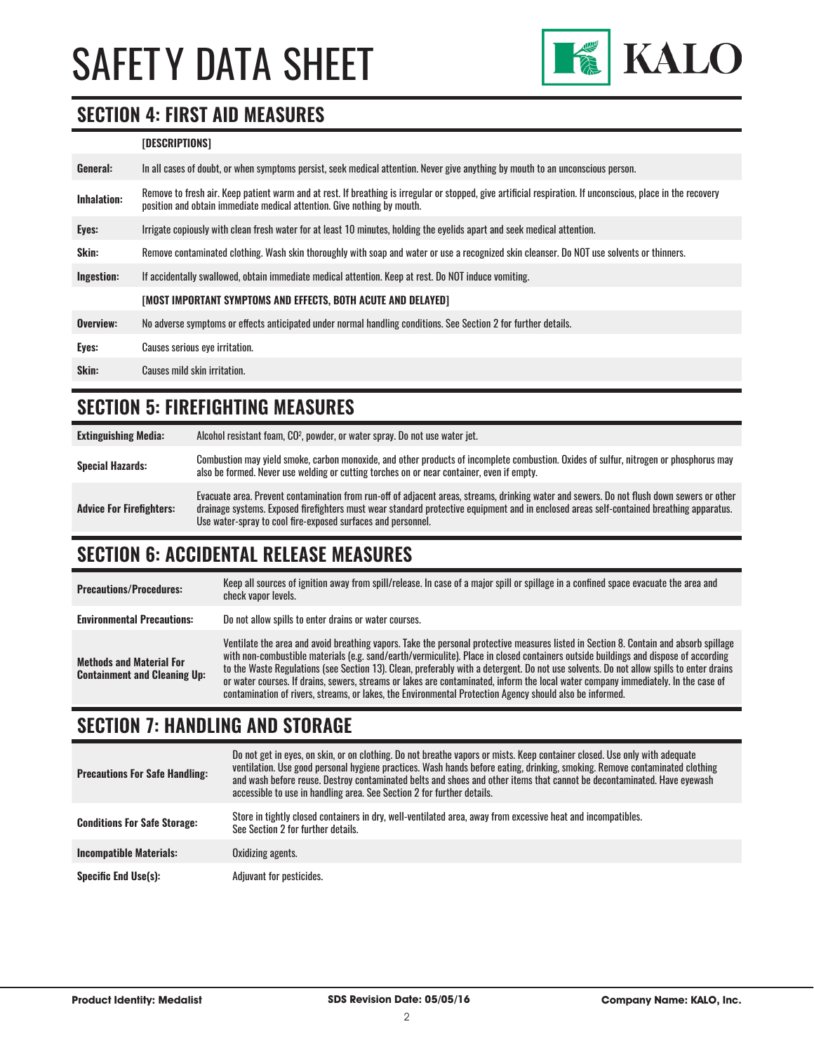## SECTION 4: FIRST AID MEASURES

| | |
|---|---|
| | **[DESCRIPTIONS]** |
| **General:** | In all cases of doubt, or when symptoms persist, seek medical attention. Never give anything by mouth to an unconscious person. |
| **Inhalation:** | Remove to fresh air. Keep patient warm and at rest. If breathing is irregular or stopped, give artificial respiration. If unconscious, place in the recovery position and obtain immediate medical attention. Give nothing by mouth. |
| **Eyes:** | Irrigate copiously with clean fresh water for at least 10 minutes, holding the eyelids apart and seek medical attention. |
| **Skin:** | Remove contaminated clothing. Wash skin thoroughly with soap and water or use a recognized skin cleanser. Do NOT use solvents or thinners. |
| **Ingestion:** | If accidentally swallowed, obtain immediate medical attention. Keep at rest. Do NOT induce vomiting. |
| | **[MOST IMPORTANT SYMPTOMS AND EFFECTS, BOTH ACUTE AND DELAYED]** |
| **Overview:** | No adverse symptoms or effects anticipated under normal handling conditions. See Section 2 for further details. |
| **Eyes:** | Causes serious eye irritation. |
| **Skin:** | Causes mild skin irritation. |

## SECTION 5: FIREFIGHTING MEASURES

| | |
|---|---|
| **Extinguishing Media:** | Alcohol resistant foam, $CO^2$, powder, or water spray. Do not use water jet. |
| **Special Hazards:** | Combustion may yield smoke, carbon monoxide, and other products of incomplete combustion. Oxides of sulfur, nitrogen or phosphorus may also be formed. Never use welding or cutting torches on or near container, even if empty. |
| **Advice For Firefighters:** | Evacuate area. Prevent contamination from run-off of adjacent areas, streams, drinking water and sewers. Do not flush down sewers or other drainage systems. Exposed firefighters must wear standard protective equipment and in enclosed areas self-contained breathing apparatus. Use water-spray to cool fire-exposed surfaces and personnel. |

## SECTION 6: ACCIDENTAL RELEASE MEASURES

| | |
|---|---|
| **Precautions/Procedures:** | Keep all sources of ignition away from spill/release. In case of a major spill or spillage in a confined space evacuate the area and check vapor levels. |
| **Environmental Precautions:** | Do not allow spills to enter drains or water courses. |
| **Methods and Material For Containment and Cleaning Up:** | Ventilate the area and avoid breathing vapors. Take the personal protective measures listed in Section 8. Contain and absorb spillage with non-combustible materials (e.g. sand/earth/vermiculite). Place in closed containers outside buildings and dispose of according to the Waste Regulations (see Section 13). Clean, preferably with a detergent. Do not use solvents. Do not allow spills to enter drains or water courses. If drains, sewers, streams or lakes are contaminated, inform the local water company immediately. In the case of contamination of rivers, streams, or lakes, the Environmental Protection Agency should also be informed. |

## SECTION 7: HANDLING AND STORAGE

| | |
|---|---|
| **Precautions For Safe Handling:** | Do not get in eyes, on skin, or on clothing. Do not breathe vapors or mists. Keep container closed. Use only with adequate ventilation. Use good personal hygiene practices. Wash hands before eating, drinking, smoking. Remove contaminated clothing and wash before reuse. Destroy contaminated belts and shoes and other items that cannot be decontaminated. Have eyewash accessible to use in handling area. See Section 2 for further details. |
| **Conditions For Safe Storage:** | Store in tightly closed containers in dry, well-ventilated area, away from excessive heat and incompatibles. See Section 2 for further details. |
| **Incompatible Materials:** | Oxidizing agents. |
| **Specific End Use(s):** | Adjuvant for pesticides. |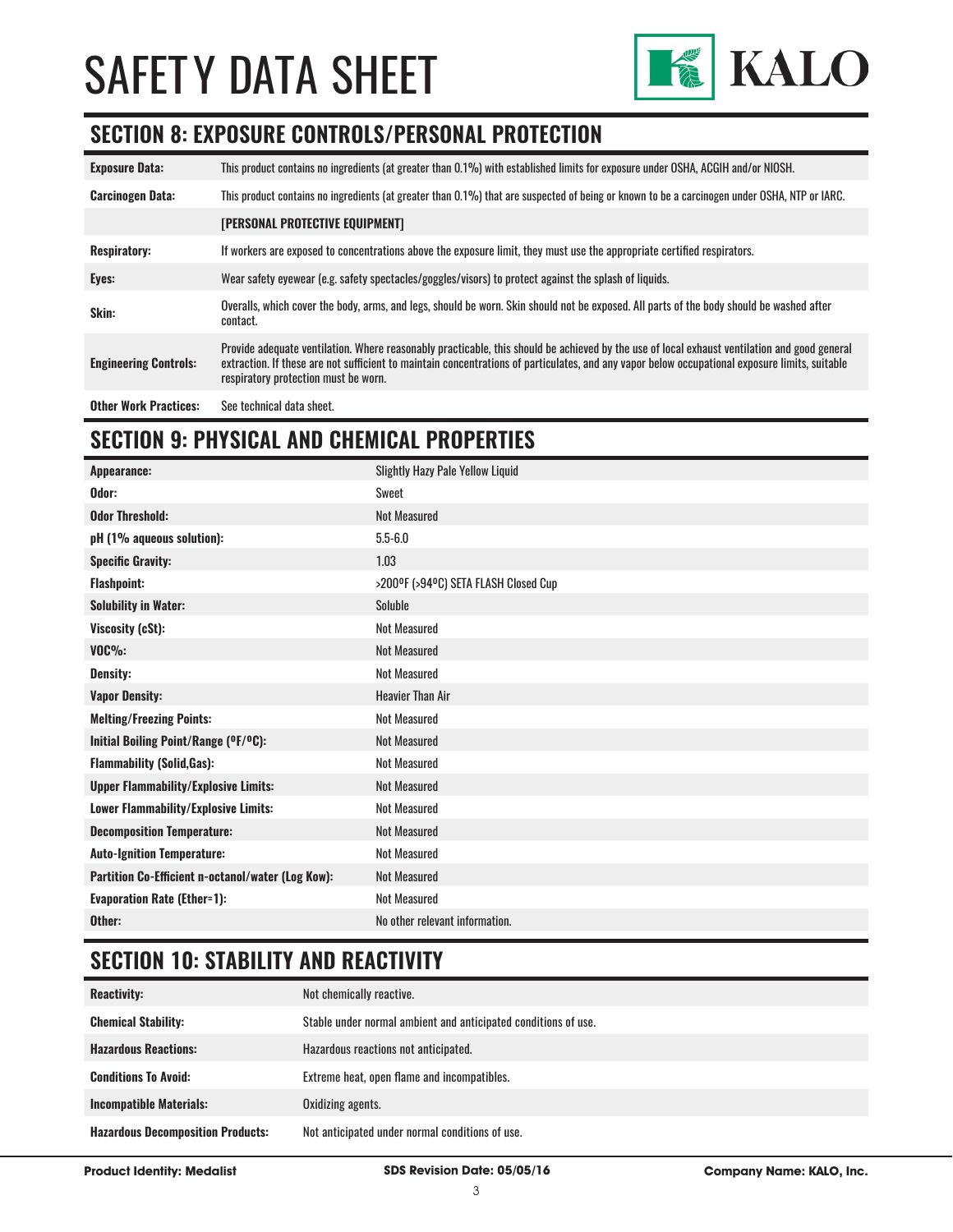# SAFETY DATA SHEET

## SECTION 8: EXPOSURE CONTROLS/PERSONAL PROTECTION

| | |
|---|---|
| **Exposure Data:** | This product contains no ingredients (at greater than 0.1%) with established limits for exposure under OSHA, ACGIH and/or NIOSH. |
| **Carcinogen Data:** | This product contains no ingredients (at greater than 0.1%) that are suspected of being or known to be a carcinogen under OSHA, NTP or IARC. |
| | **[PERSONAL PROTECTIVE EQUIPMENT]** |
| **Respiratory:** | If workers are exposed to concentrations above the exposure limit, they must use the appropriate certified respirators. |
| **Eyes:** | Wear safety eyewear (e.g. safety spectacles/goggles/visors) to protect against the splash of liquids. |
| **Skin:** | Overalls, which cover the body, arms, and legs, should be worn. Skin should not be exposed. All parts of the body should be washed after contact. |
| **Engineering Controls:** | Provide adequate ventilation. Where reasonably practicable, this should be achieved by the use of local exhaust ventilation and good general extraction. If these are not sufficient to maintain concentrations of particulates, and any vapor below occupational exposure limits, suitable respiratory protection must be worn. |
| **Other Work Practices:** | See technical data sheet. |

## SECTION 9: PHYSICAL AND CHEMICAL PROPERTIES

| | |
|---|---|
| **Appearance:** | Slightly Hazy Pale Yellow Liquid |
| **Odor:** | Sweet |
| **Odor Threshold:** | Not Measured |
| **pH (1% aqueous solution):** | 5.5-6.0 |
| **Specific Gravity:** | 1.03 |
| **Flashpoint:** | >200ºF (>94ºC) SETA FLASH Closed Cup |
| **Solubility in Water:** | Soluble |
| **Viscosity (cSt):** | Not Measured |
| **VOC%:** | Not Measured |
| **Density:** | Not Measured |
| **Vapor Density:** | Heavier Than Air |
| **Melting/Freezing Points:** | Not Measured |
| **Initial Boiling Point/Range (ºF/ºC):** | Not Measured |
| **Flammability (Solid,Gas):** | Not Measured |
| **Upper Flammability/Explosive Limits:** | Not Measured |
| **Lower Flammability/Explosive Limits:** | Not Measured |
| **Decomposition Temperature:** | Not Measured |
| **Auto-Ignition Temperature:** | Not Measured |
| **Partition Co-Efficient n-octanol/water (Log Kow):** | Not Measured |
| **Evaporation Rate (Ether=1):** | Not Measured |
| **Other:** | No other relevant information. |

## SECTION 10: STABILITY AND REACTIVITY

| | |
|---|---|
| **Reactivity:** | Not chemically reactive. |
| **Chemical Stability:** | Stable under normal ambient and anticipated conditions of use. |
| **Hazardous Reactions:** | Hazardous reactions not anticipated. |
| **Conditions To Avoid:** | Extreme heat, open flame and incompatibles. |
| **Incompatible Materials:** | Oxidizing agents. |
| **Hazardous Decomposition Products:** | Not anticipated under normal conditions of use. |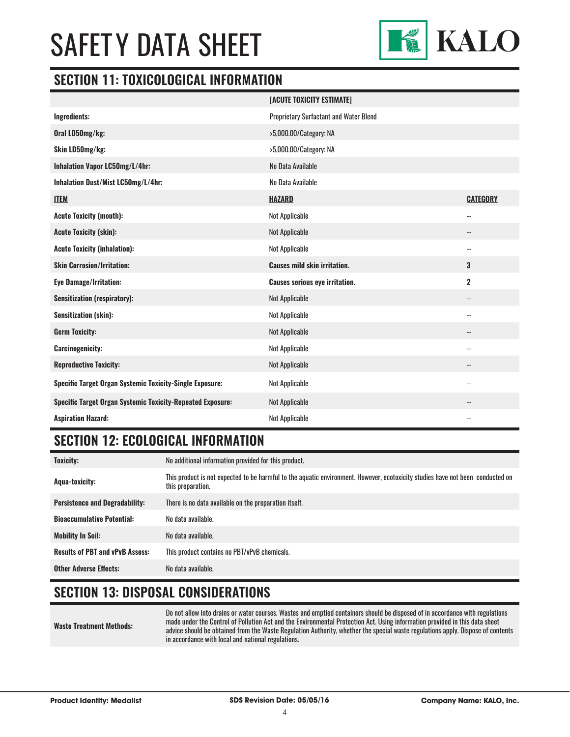# SAFETY DATA SHEET

## SECTION 11: TOXICOLOGICAL INFORMATION

| | [ACUTE TOXICITY ESTIMATE] | |
|---|---|---|
| **Ingredients:** | Proprietary Surfactant and Water Blend | |
| **Oral LD50mg/kg:** | >5,000.00/Category: NA | |
| **Skin LD50mg/kg:** | >5,000.00/Category: NA | |
| **Inhalation Vapor LC50mg/L/4hr:** | No Data Available | |
| **Inhalation Dust/Mist LC50mg/L/4hr:** | No Data Available | |
| **ITEM** | **HAZARD** | **CATEGORY** |
| **Acute Toxicity (mouth):** | Not Applicable | -- |
| **Acute Toxicity (skin):** | Not Applicable | -- |
| **Acute Toxicity (inhalation):** | Not Applicable | -- |
| **Skin Corrosion/Irritation:** | **Causes mild skin irritation.** | **3** |
| **Eye Damage/Irritation:** | **Causes serious eye irritation.** | **2** |
| **Sensitization (respiratory):** | Not Applicable | -- |
| **Sensitization (skin):** | Not Applicable | -- |
| **Germ Toxicity:** | Not Applicable | -- |
| **Carcinogenicity:** | Not Applicable | -- |
| **Reproductive Toxicity:** | Not Applicable | -- |
| **Specific Target Organ Systemic Toxicity-Single Exposure:** | Not Applicable | -- |
| **Specific Target Organ Systemic Toxicity-Repeated Exposure:** | Not Applicable | -- |
| **Aspiration Hazard:** | Not Applicable | -- |

## SECTION 12: ECOLOGICAL INFORMATION

| | |
|---|---|
| **Toxicity:** | No additional information provided for this product. |
| **Aqua-toxicity:** | This product is not expected to be harmful to the aquatic environment. However, ecotoxicity studies have not been conducted on this preparation. |
| **Persistence and Degradability:** | There is no data available on the preparation itself. |
| **Bioaccumulative Potential:** | No data available. |
| **Mobility In Soil:** | No data available. |
| **Results of PBT and vPvB Assess:** | This product contains no PBT/vPvB chemicals. |
| **Other Adverse Effects:** | No data available. |

## SECTION 13: DISPOSAL CONSIDERATIONS

| | |
|---|---|
| **Waste Treatment Methods:** | Do not allow into drains or water courses. Wastes and emptied containers should be disposed of in accordance with regulations made under the Control of Pollution Act and the Environmental Protection Act. Using information provided in this data sheet advice should be obtained from the Waste Regulation Authority, whether the special waste regulations apply. Dispose of contents in accordance with local and national regulations. |

**Product Identity: Medalist** | **SDS Revision Date: 05/05/16** | **Company Name: KALO, Inc.**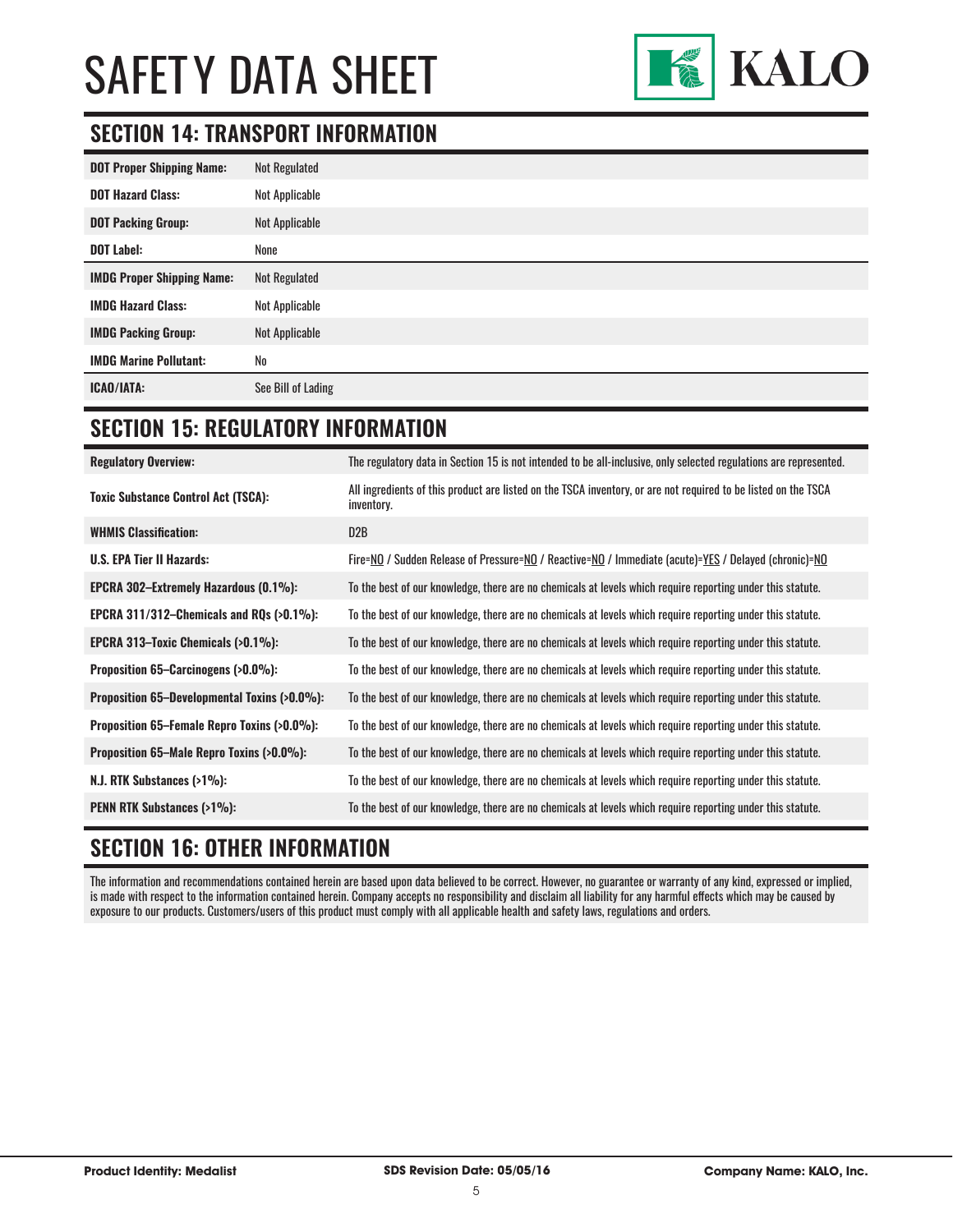# SAFETY DATA SHEET

## SECTION 14: TRANSPORT INFORMATION

| | |
|---|---|
| **DOT Proper Shipping Name:** | Not Regulated |
| **DOT Hazard Class:** | Not Applicable |
| **DOT Packing Group:** | Not Applicable |
| **DOT Label:** | None |
| **IMDG Proper Shipping Name:** | Not Regulated |
| **IMDG Hazard Class:** | Not Applicable |
| **IMDG Packing Group:** | Not Applicable |
| **IMDG Marine Pollutant:** | No |
| **ICAO/IATA:** | See Bill of Lading |

## SECTION 15: REGULATORY INFORMATION

| | |
|---|---|
| **Regulatory Overview:** | The regulatory data in Section 15 is not intended to be all-inclusive, only selected regulations are represented. |
| **Toxic Substance Control Act (TSCA):** | All ingredients of this product are listed on the TSCA inventory, or are not required to be listed on the TSCA inventory. |
| **WHMIS Classification:** | D2B |
| **U.S. EPA Tier II Hazards:** | Fire=NO / Sudden Release of Pressure=NO / Reactive=NO / Immediate (acute)=YES / Delayed (chronic)=NO |
| **EPCRA 302–Extremely Hazardous (0.1%):** | To the best of our knowledge, there are no chemicals at levels which require reporting under this statute. |
| **EPCRA 311/312–Chemicals and RQs (>0.1%):** | To the best of our knowledge, there are no chemicals at levels which require reporting under this statute. |
| **EPCRA 313–Toxic Chemicals (>0.1%):** | To the best of our knowledge, there are no chemicals at levels which require reporting under this statute. |
| **Proposition 65–Carcinogens (>0.0%):** | To the best of our knowledge, there are no chemicals at levels which require reporting under this statute. |
| **Proposition 65–Developmental Toxins (>0.0%):** | To the best of our knowledge, there are no chemicals at levels which require reporting under this statute. |
| **Proposition 65–Female Repro Toxins (>0.0%):** | To the best of our knowledge, there are no chemicals at levels which require reporting under this statute. |
| **Proposition 65–Male Repro Toxins (>0.0%):** | To the best of our knowledge, there are no chemicals at levels which require reporting under this statute. |
| **N.J. RTK Substances (>1%):** | To the best of our knowledge, there are no chemicals at levels which require reporting under this statute. |
| **PENN RTK Substances (>1%):** | To the best of our knowledge, there are no chemicals at levels which require reporting under this statute. |

## SECTION 16: OTHER INFORMATION

The information and recommendations contained herein are based upon data believed to be correct. However, no guarantee or warranty of any kind, expressed or implied, is made with respect to the information contained herein. Company accepts no responsibility and disclaim all liability for any harmful effects which may be caused by exposure to our products. Customers/users of this product must comply with all applicable health and safety laws, regulations and orders.